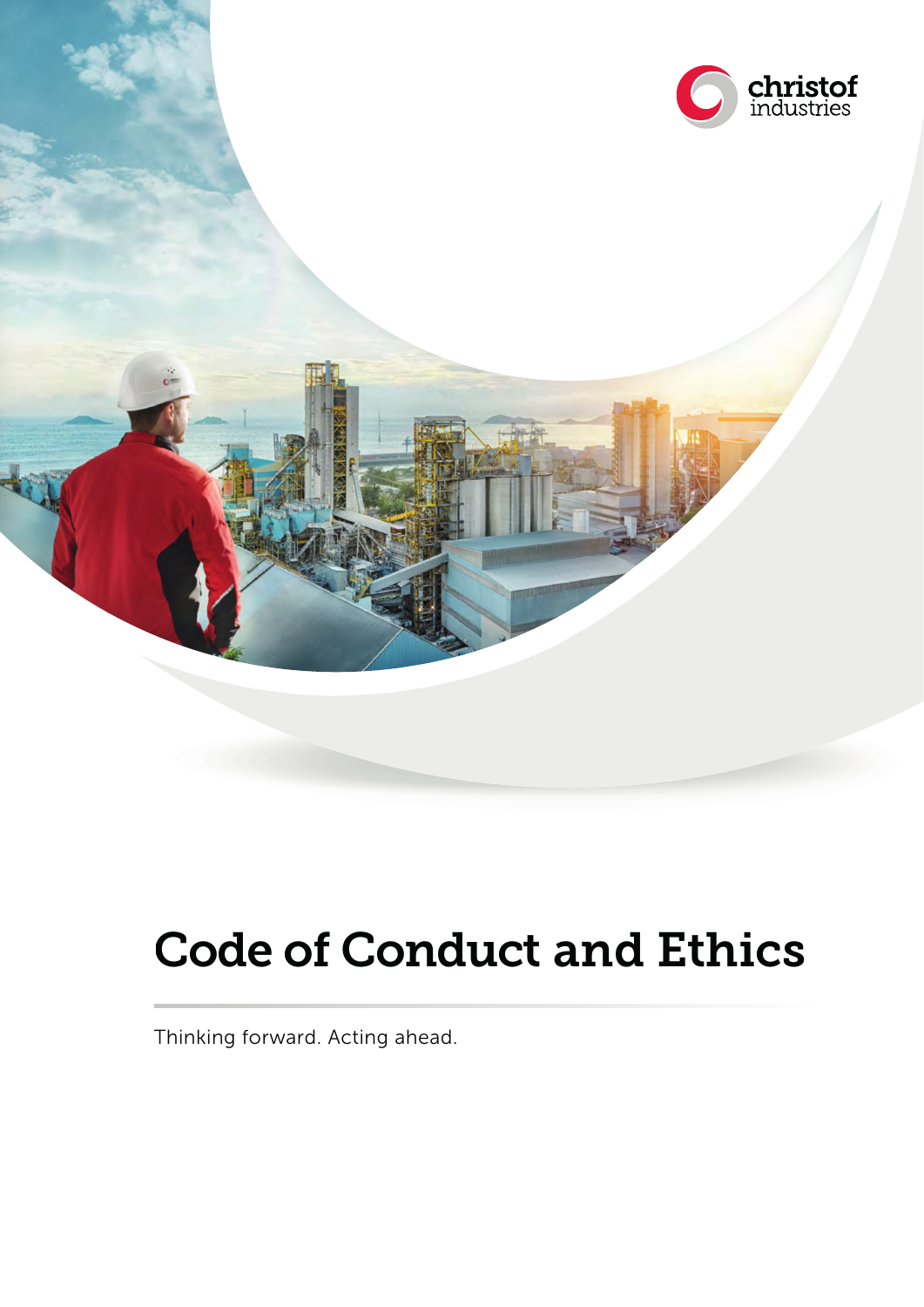christof industries

# Code of Conduct and Ethics

Thinking forward. Acting ahead.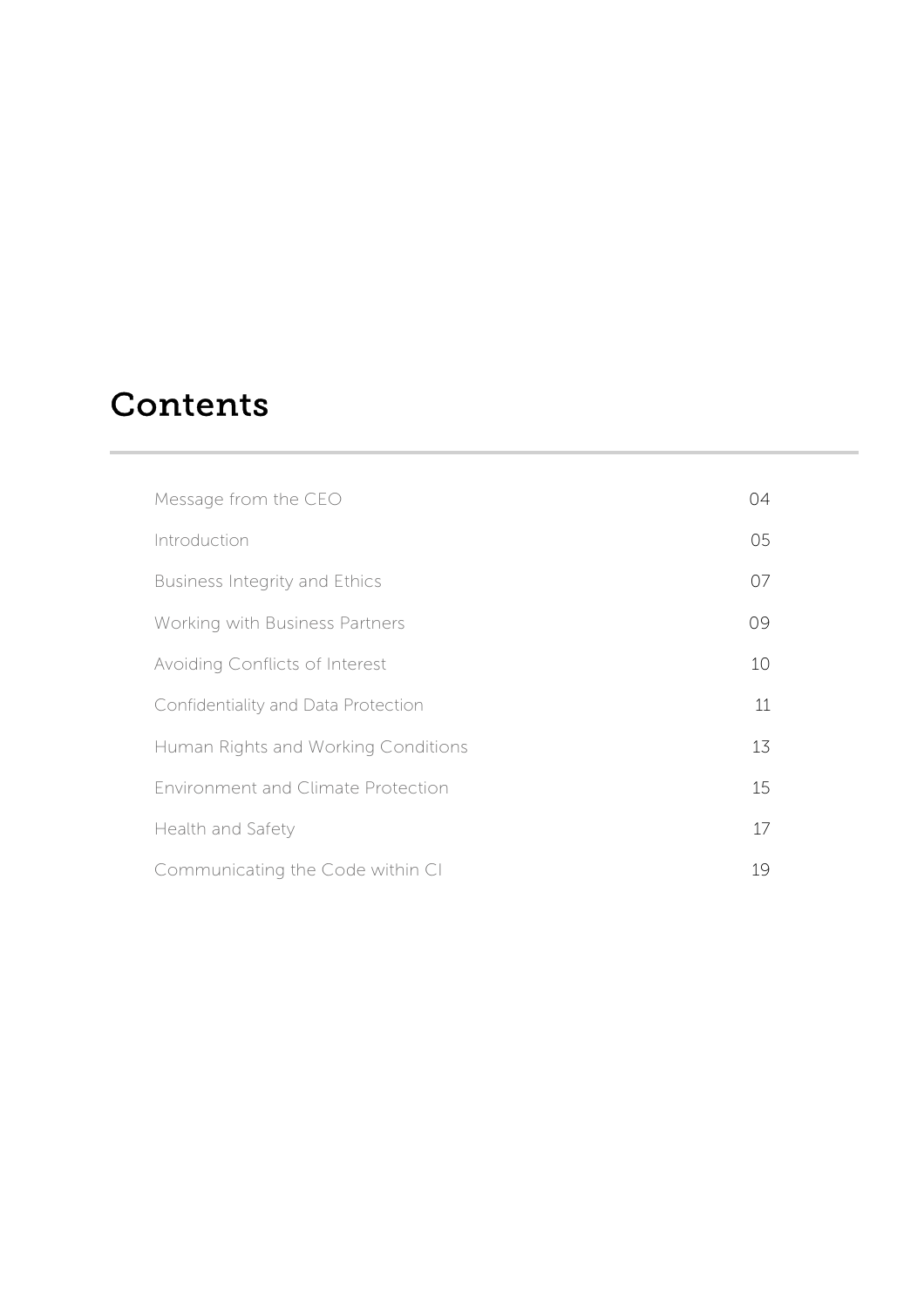# Contents

| | |
|---|---|
| Message from the CEO | 04 |
| Introduction | 05 |
| Business Integrity and Ethics | 07 |
| Working with Business Partners | 09 |
| Avoiding Conflicts of Interest | 10 |
| Confidentiality and Data Protection | 11 |
| Human Rights and Working Conditions | 13 |
| Environment and Climate Protection | 15 |
| Health and Safety | 17 |
| Communicating the Code within CI | 19 |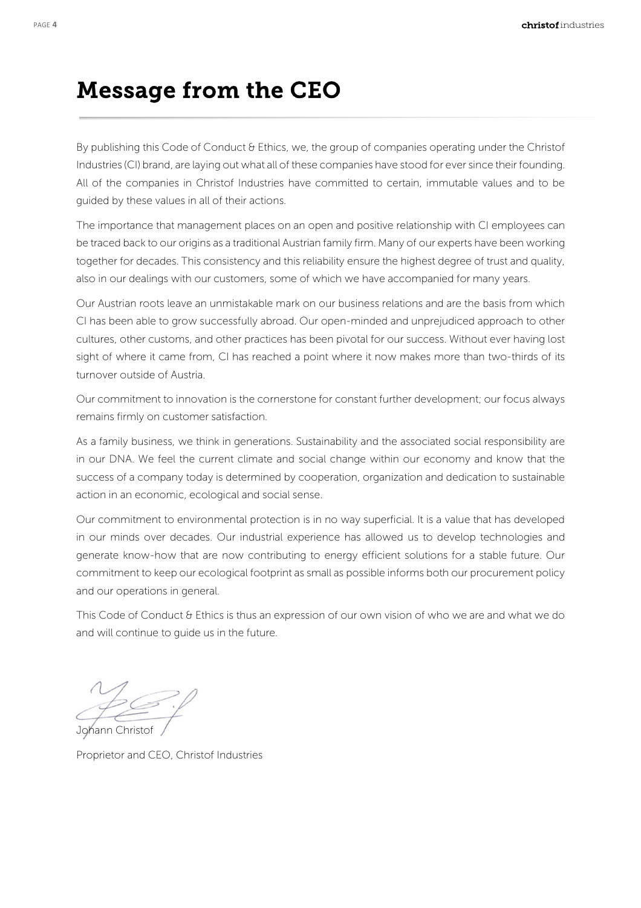# Message from the CEO

By publishing this Code of Conduct & Ethics, we, the group of companies operating under the Christof Industries (CI) brand, are laying out what all of these companies have stood for ever since their founding. All of the companies in Christof Industries have committed to certain, immutable values and to be guided by these values in all of their actions.

The importance that management places on an open and positive relationship with CI employees can be traced back to our origins as a traditional Austrian family firm. Many of our experts have been working together for decades. This consistency and this reliability ensure the highest degree of trust and quality, also in our dealings with our customers, some of which we have accompanied for many years.

Our Austrian roots leave an unmistakable mark on our business relations and are the basis from which CI has been able to grow successfully abroad. Our open-minded and unprejudiced approach to other cultures, other customs, and other practices has been pivotal for our success. Without ever having lost sight of where it came from, CI has reached a point where it now makes more than two-thirds of its turnover outside of Austria.

Our commitment to innovation is the cornerstone for constant further development; our focus always remains firmly on customer satisfaction.

As a family business, we think in generations. Sustainability and the associated social responsibility are in our DNA. We feel the current climate and social change within our economy and know that the success of a company today is determined by cooperation, organization and dedication to sustainable action in an economic, ecological and social sense.

Our commitment to environmental protection is in no way superficial. It is a value that has developed in our minds over decades. Our industrial experience has allowed us to develop technologies and generate know-how that are now contributing to energy efficient solutions for a stable future. Our commitment to keep our ecological footprint as small as possible informs both our procurement policy and our operations in general.

This Code of Conduct & Ethics is thus an expression of our own vision of who we are and what we do and will continue to guide us in the future.

Johann Christof

Proprietor and CEO, Christof Industries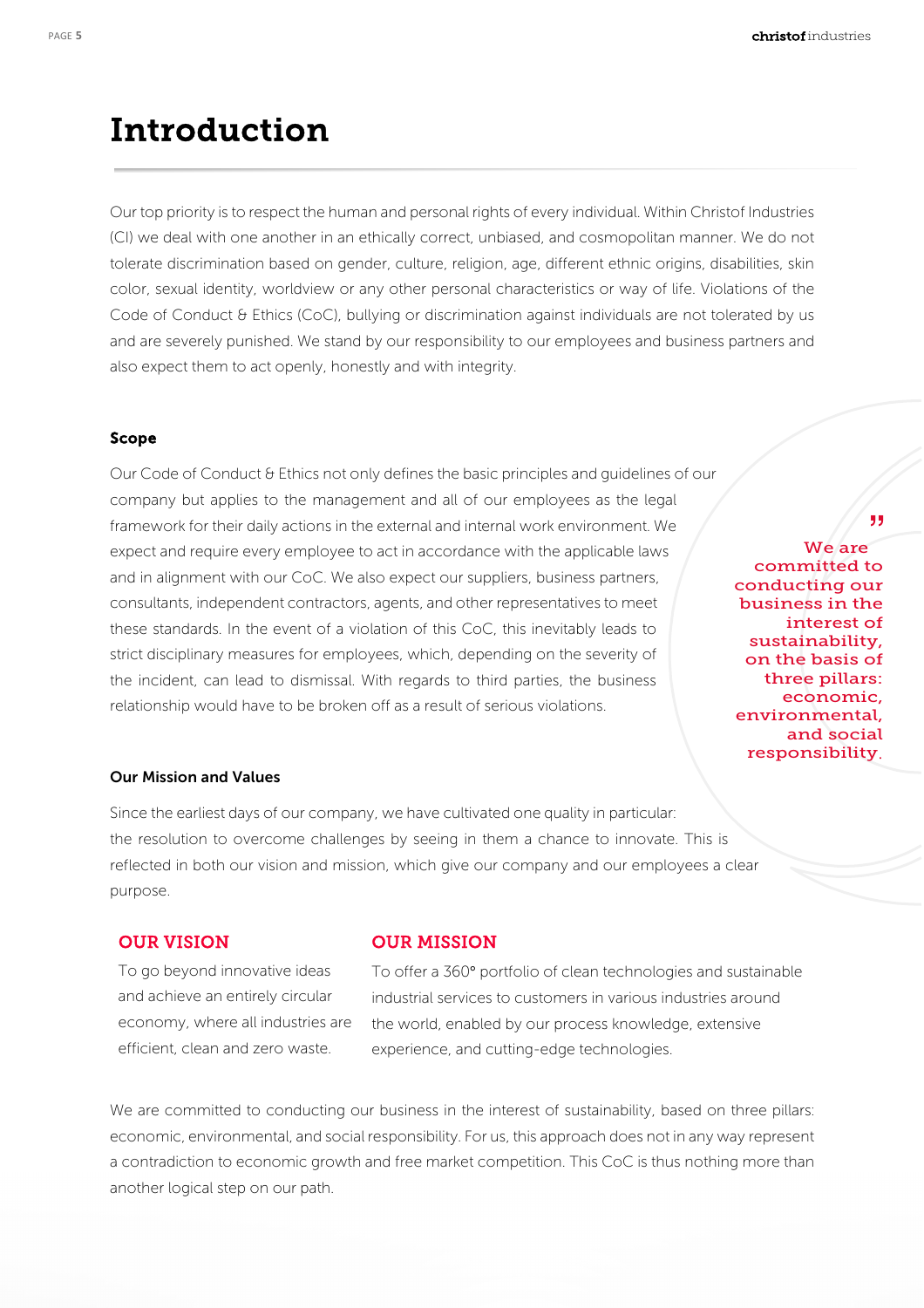# Introduction

Our top priority is to respect the human and personal rights of every individual. Within Christof Industries (CI) we deal with one another in an ethically correct, unbiased, and cosmopolitan manner. We do not tolerate discrimination based on gender, culture, religion, age, different ethnic origins, disabilities, skin color, sexual identity, worldview or any other personal characteristics or way of life. Violations of the Code of Conduct & Ethics (CoC), bullying or discrimination against individuals are not tolerated by us and are severely punished. We stand by our responsibility to our employees and business partners and also expect them to act openly, honestly and with integrity.

### Scope

Our Code of Conduct & Ethics not only defines the basic principles and guidelines of our company but applies to the management and all of our employees as the legal framework for their daily actions in the external and internal work environment. We expect and require every employee to act in accordance with the applicable laws and in alignment with our CoC. We also expect our suppliers, business partners, consultants, independent contractors, agents, and other representatives to meet these standards. In the event of a violation of this CoC, this inevitably leads to strict disciplinary measures for employees, which, depending on the severity of the incident, can lead to dismissal. With regards to third parties, the business relationship would have to be broken off as a result of serious violations.

> "We are committed to conducting our business in the interest of sustainability, on the basis of three pillars: economic, environmental, and social responsibility.

### Our Mission and Values

Since the earliest days of our company, we have cultivated one quality in particular: the resolution to overcome challenges by seeing in them a chance to innovate. This is reflected in both our vision and mission, which give our company and our employees a clear purpose.

#### OUR VISION

To go beyond innovative ideas and achieve an entirely circular economy, where all industries are efficient, clean and zero waste.

#### OUR MISSION

To offer a 360° portfolio of clean technologies and sustainable industrial services to customers in various industries around the world, enabled by our process knowledge, extensive experience, and cutting-edge technologies.

We are committed to conducting our business in the interest of sustainability, based on three pillars: economic, environmental, and social responsibility. For us, this approach does not in any way represent a contradiction to economic growth and free market competition. This CoC is thus nothing more than another logical step on our path.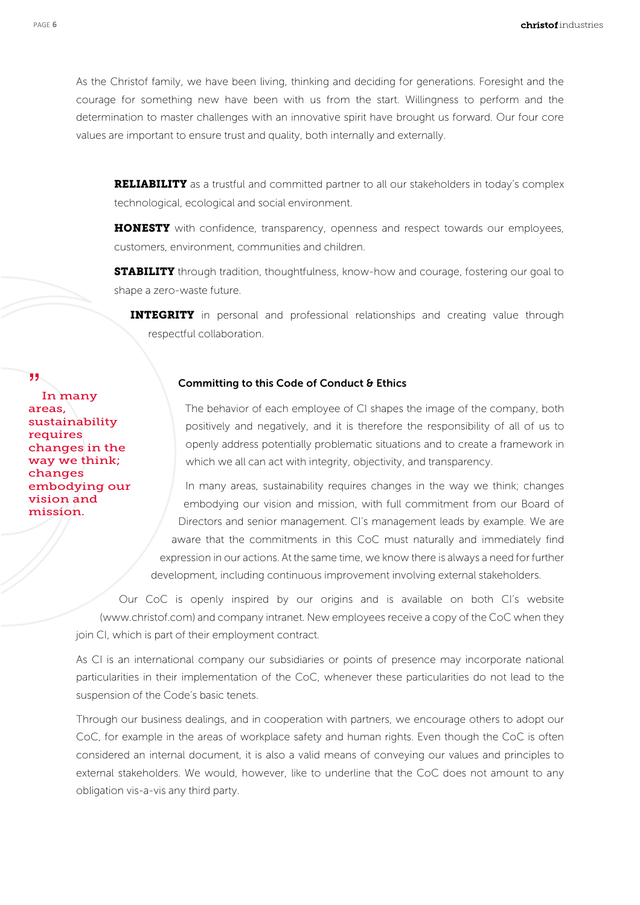As the Christof family, we have been living, thinking and deciding for generations. Foresight and the courage for something new have been with us from the start. Willingness to perform and the determination to master challenges with an innovative spirit have brought us forward. Our four core values are important to ensure trust and quality, both internally and externally.

**RELIABILITY** as a trustful and committed partner to all our stakeholders in today's complex technological, ecological and social environment.

**HONESTY** with confidence, transparency, openness and respect towards our employees, customers, environment, communities and children.

**STABILITY** through tradition, thoughtfulness, know-how and courage, fostering our goal to shape a zero-waste future.

**INTEGRITY** in personal and professional relationships and creating value through respectful collaboration.

> " In many areas, sustainability requires changes in the way we think; changes embodying our vision and mission.

### Committing to this Code of Conduct & Ethics

The behavior of each employee of CI shapes the image of the company, both positively and negatively, and it is therefore the responsibility of all of us to openly address potentially problematic situations and to create a framework in which we all can act with integrity, objectivity, and transparency.

In many areas, sustainability requires changes in the way we think; changes embodying our vision and mission, with full commitment from our Board of Directors and senior management. CI's management leads by example. We are aware that the commitments in this CoC must naturally and immediately find expression in our actions. At the same time, we know there is always a need for further development, including continuous improvement involving external stakeholders.

Our CoC is openly inspired by our origins and is available on both CI's website (www.christof.com) and company intranet. New employees receive a copy of the CoC when they join CI, which is part of their employment contract.

As CI is an international company our subsidiaries or points of presence may incorporate national particularities in their implementation of the CoC, whenever these particularities do not lead to the suspension of the Code's basic tenets.

Through our business dealings, and in cooperation with partners, we encourage others to adopt our CoC, for example in the areas of workplace safety and human rights. Even though the CoC is often considered an internal document, it is also a valid means of conveying our values and principles to external stakeholders. We would, however, like to underline that the CoC does not amount to any obligation vis-a-vis any third party.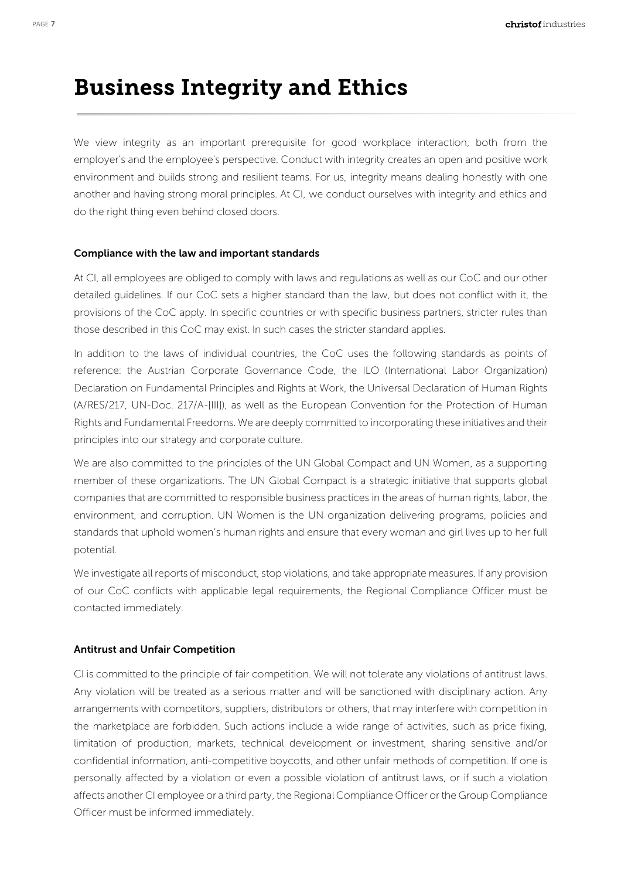# Business Integrity and Ethics

We view integrity as an important prerequisite for good workplace interaction, both from the employer's and the employee's perspective. Conduct with integrity creates an open and positive work environment and builds strong and resilient teams. For us, integrity means dealing honestly with one another and having strong moral principles. At CI, we conduct ourselves with integrity and ethics and do the right thing even behind closed doors.

**Compliance with the law and important standards**

At CI, all employees are obliged to comply with laws and regulations as well as our CoC and our other detailed guidelines. If our CoC sets a higher standard than the law, but does not conflict with it, the provisions of the CoC apply. In specific countries or with specific business partners, stricter rules than those described in this CoC may exist. In such cases the stricter standard applies.

In addition to the laws of individual countries, the CoC uses the following standards as points of reference: the Austrian Corporate Governance Code, the ILO (International Labor Organization) Declaration on Fundamental Principles and Rights at Work, the Universal Declaration of Human Rights (A/RES/217, UN-Doc. 217/A-[III]), as well as the European Convention for the Protection of Human Rights and Fundamental Freedoms. We are deeply committed to incorporating these initiatives and their principles into our strategy and corporate culture.

We are also committed to the principles of the UN Global Compact and UN Women, as a supporting member of these organizations. The UN Global Compact is a strategic initiative that supports global companies that are committed to responsible business practices in the areas of human rights, labor, the environment, and corruption. UN Women is the UN organization delivering programs, policies and standards that uphold women's human rights and ensure that every woman and girl lives up to her full potential.

We investigate all reports of misconduct, stop violations, and take appropriate measures. If any provision of our CoC conflicts with applicable legal requirements, the Regional Compliance Officer must be contacted immediately.

**Antitrust and Unfair Competition**

CI is committed to the principle of fair competition. We will not tolerate any violations of antitrust laws. Any violation will be treated as a serious matter and will be sanctioned with disciplinary action. Any arrangements with competitors, suppliers, distributors or others, that may interfere with competition in the marketplace are forbidden. Such actions include a wide range of activities, such as price fixing, limitation of production, markets, technical development or investment, sharing sensitive and/or confidential information, anti-competitive boycotts, and other unfair methods of competition. If one is personally affected by a violation or even a possible violation of antitrust laws, or if such a violation affects another CI employee or a third party, the Regional Compliance Officer or the Group Compliance Officer must be informed immediately.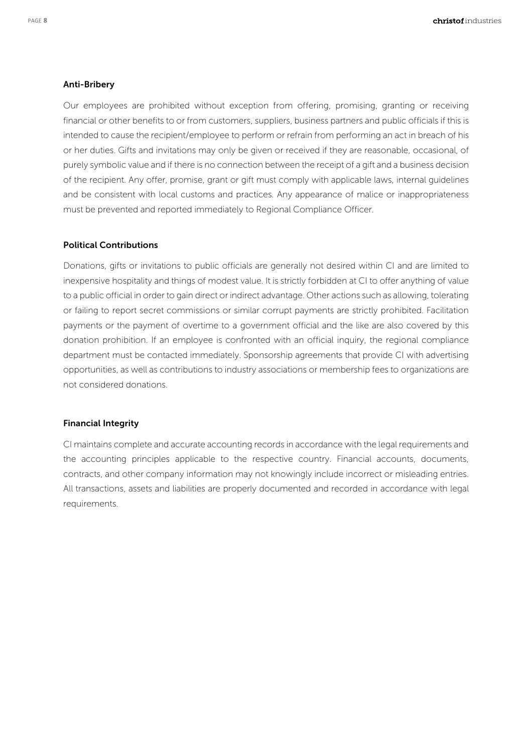## Anti-Bribery

Our employees are prohibited without exception from offering, promising, granting or receiving financial or other benefits to or from customers, suppliers, business partners and public officials if this is intended to cause the recipient/employee to perform or refrain from performing an act in breach of his or her duties. Gifts and invitations may only be given or received if they are reasonable, occasional, of purely symbolic value and if there is no connection between the receipt of a gift and a business decision of the recipient. Any offer, promise, grant or gift must comply with applicable laws, internal guidelines and be consistent with local customs and practices. Any appearance of malice or inappropriateness must be prevented and reported immediately to Regional Compliance Officer.

## Political Contributions

Donations, gifts or invitations to public officials are generally not desired within CI and are limited to inexpensive hospitality and things of modest value. It is strictly forbidden at CI to offer anything of value to a public official in order to gain direct or indirect advantage. Other actions such as allowing, tolerating or failing to report secret commissions or similar corrupt payments are strictly prohibited. Facilitation payments or the payment of overtime to a government official and the like are also covered by this donation prohibition. If an employee is confronted with an official inquiry, the regional compliance department must be contacted immediately. Sponsorship agreements that provide CI with advertising opportunities, as well as contributions to industry associations or membership fees to organizations are not considered donations.

## Financial Integrity

CI maintains complete and accurate accounting records in accordance with the legal requirements and the accounting principles applicable to the respective country. Financial accounts, documents, contracts, and other company information may not knowingly include incorrect or misleading entries. All transactions, assets and liabilities are properly documented and recorded in accordance with legal requirements.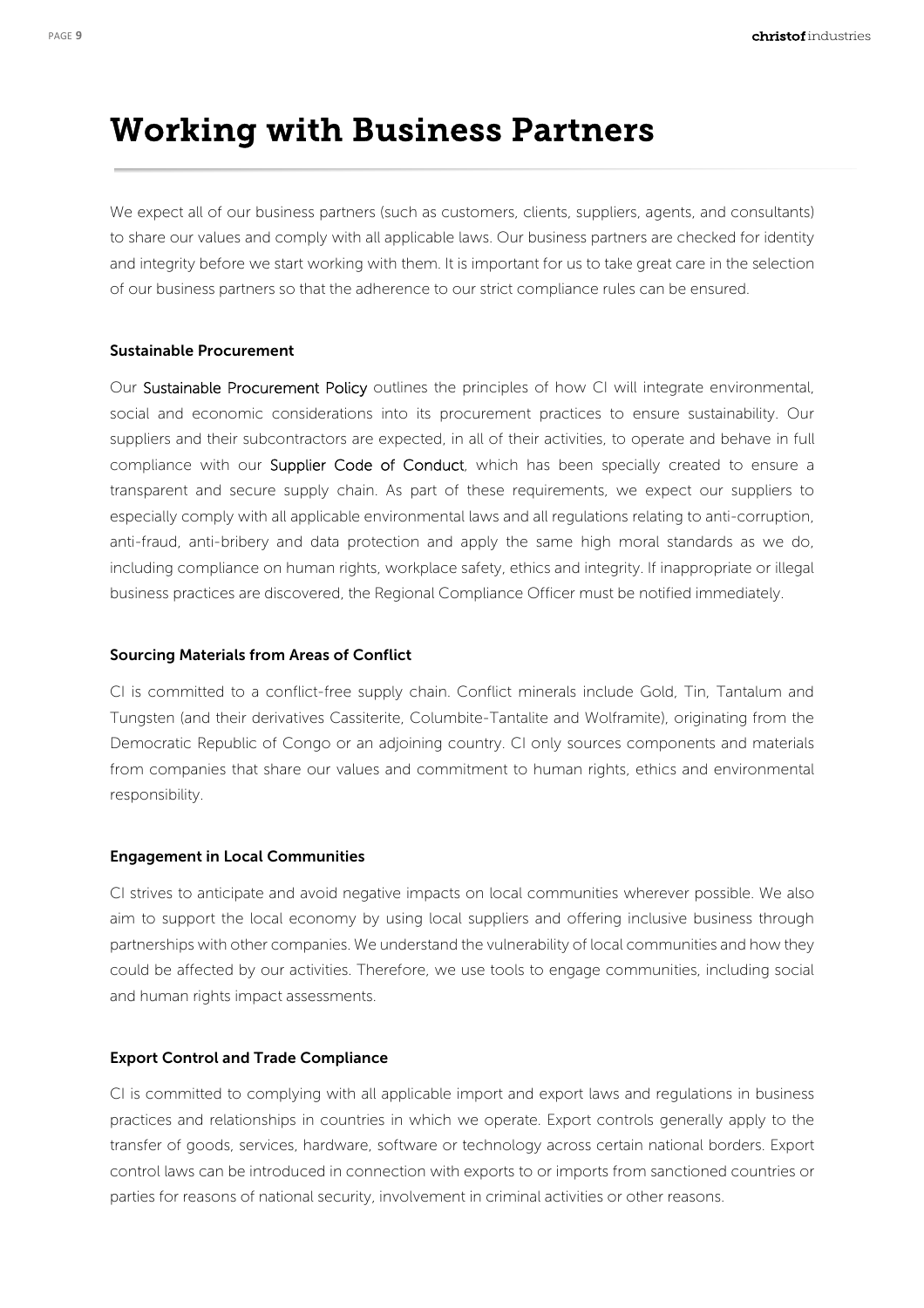# Working with Business Partners

We expect all of our business partners (such as customers, clients, suppliers, agents, and consultants) to share our values and comply with all applicable laws. Our business partners are checked for identity and integrity before we start working with them. It is important for us to take great care in the selection of our business partners so that the adherence to our strict compliance rules can be ensured.

### Sustainable Procurement

Our Sustainable Procurement Policy outlines the principles of how CI will integrate environmental, social and economic considerations into its procurement practices to ensure sustainability. Our suppliers and their subcontractors are expected, in all of their activities, to operate and behave in full compliance with our Supplier Code of Conduct, which has been specially created to ensure a transparent and secure supply chain. As part of these requirements, we expect our suppliers to especially comply with all applicable environmental laws and all regulations relating to anti-corruption, anti-fraud, anti-bribery and data protection and apply the same high moral standards as we do, including compliance on human rights, workplace safety, ethics and integrity. If inappropriate or illegal business practices are discovered, the Regional Compliance Officer must be notified immediately.

### Sourcing Materials from Areas of Conflict

CI is committed to a conflict-free supply chain. Conflict minerals include Gold, Tin, Tantalum and Tungsten (and their derivatives Cassiterite, Columbite-Tantalite and Wolframite), originating from the Democratic Republic of Congo or an adjoining country. CI only sources components and materials from companies that share our values and commitment to human rights, ethics and environmental responsibility.

### Engagement in Local Communities

CI strives to anticipate and avoid negative impacts on local communities wherever possible. We also aim to support the local economy by using local suppliers and offering inclusive business through partnerships with other companies. We understand the vulnerability of local communities and how they could be affected by our activities. Therefore, we use tools to engage communities, including social and human rights impact assessments.

### Export Control and Trade Compliance

CI is committed to complying with all applicable import and export laws and regulations in business practices and relationships in countries in which we operate. Export controls generally apply to the transfer of goods, services, hardware, software or technology across certain national borders. Export control laws can be introduced in connection with exports to or imports from sanctioned countries or parties for reasons of national security, involvement in criminal activities or other reasons.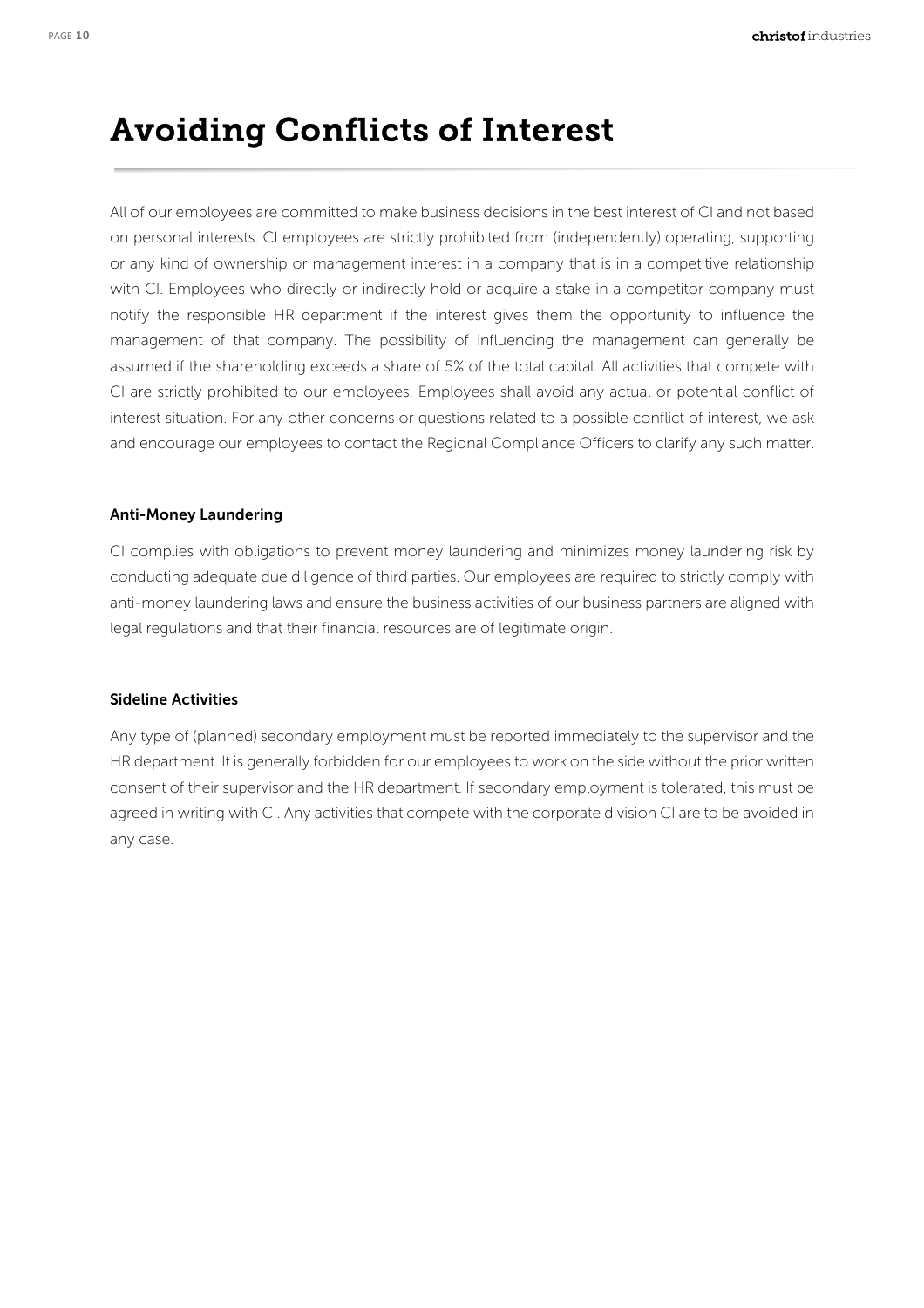# Avoiding Conflicts of Interest

All of our employees are committed to make business decisions in the best interest of CI and not based on personal interests. CI employees are strictly prohibited from (independently) operating, supporting or any kind of ownership or management interest in a company that is in a competitive relationship with CI. Employees who directly or indirectly hold or acquire a stake in a competitor company must notify the responsible HR department if the interest gives them the opportunity to influence the management of that company. The possibility of influencing the management can generally be assumed if the shareholding exceeds a share of 5% of the total capital. All activities that compete with CI are strictly prohibited to our employees. Employees shall avoid any actual or potential conflict of interest situation. For any other concerns or questions related to a possible conflict of interest, we ask and encourage our employees to contact the Regional Compliance Officers to clarify any such matter.

### Anti-Money Laundering

CI complies with obligations to prevent money laundering and minimizes money laundering risk by conducting adequate due diligence of third parties. Our employees are required to strictly comply with anti-money laundering laws and ensure the business activities of our business partners are aligned with legal regulations and that their financial resources are of legitimate origin.

### Sideline Activities

Any type of (planned) secondary employment must be reported immediately to the supervisor and the HR department. It is generally forbidden for our employees to work on the side without the prior written consent of their supervisor and the HR department. If secondary employment is tolerated, this must be agreed in writing with CI. Any activities that compete with the corporate division CI are to be avoided in any case.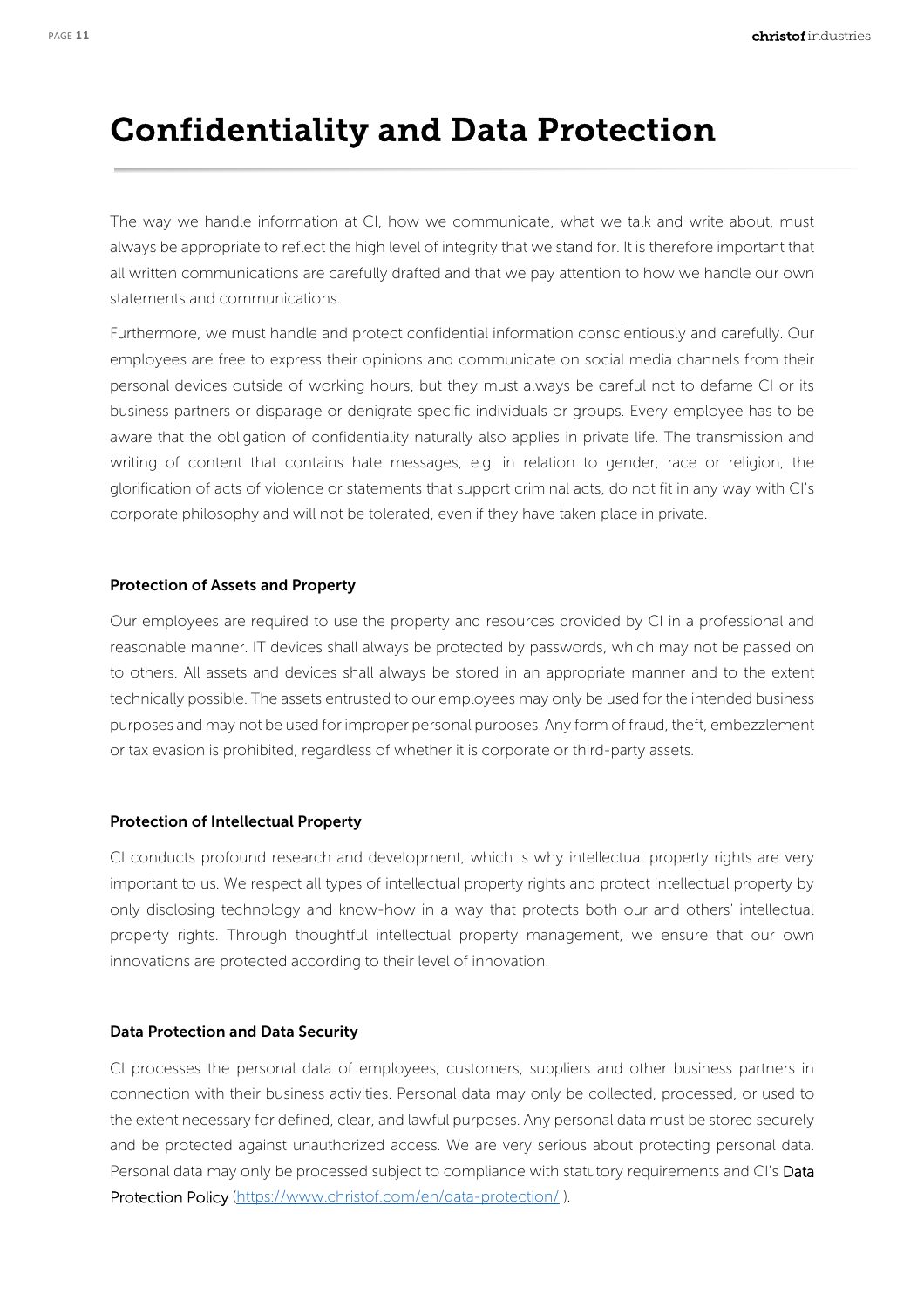# Confidentiality and Data Protection

The way we handle information at CI, how we communicate, what we talk and write about, must always be appropriate to reflect the high level of integrity that we stand for. It is therefore important that all written communications are carefully drafted and that we pay attention to how we handle our own statements and communications.

Furthermore, we must handle and protect confidential information conscientiously and carefully. Our employees are free to express their opinions and communicate on social media channels from their personal devices outside of working hours, but they must always be careful not to defame CI or its business partners or disparage or denigrate specific individuals or groups. Every employee has to be aware that the obligation of confidentiality naturally also applies in private life. The transmission and writing of content that contains hate messages, e.g. in relation to gender, race or religion, the glorification of acts of violence or statements that support criminal acts, do not fit in any way with CI's corporate philosophy and will not be tolerated, even if they have taken place in private.

**Protection of Assets and Property**

Our employees are required to use the property and resources provided by CI in a professional and reasonable manner. IT devices shall always be protected by passwords, which may not be passed on to others. All assets and devices shall always be stored in an appropriate manner and to the extent technically possible. The assets entrusted to our employees may only be used for the intended business purposes and may not be used for improper personal purposes. Any form of fraud, theft, embezzlement or tax evasion is prohibited, regardless of whether it is corporate or third-party assets.

**Protection of Intellectual Property**

CI conducts profound research and development, which is why intellectual property rights are very important to us. We respect all types of intellectual property rights and protect intellectual property by only disclosing technology and know-how in a way that protects both our and others' intellectual property rights. Through thoughtful intellectual property management, we ensure that our own innovations are protected according to their level of innovation.

**Data Protection and Data Security**

CI processes the personal data of employees, customers, suppliers and other business partners in connection with their business activities. Personal data may only be collected, processed, or used to the extent necessary for defined, clear, and lawful purposes. Any personal data must be stored securely and be protected against unauthorized access. We are very serious about protecting personal data. Personal data may only be processed subject to compliance with statutory requirements and CI's Data Protection Policy (https://www.christof.com/en/data-protection/ ).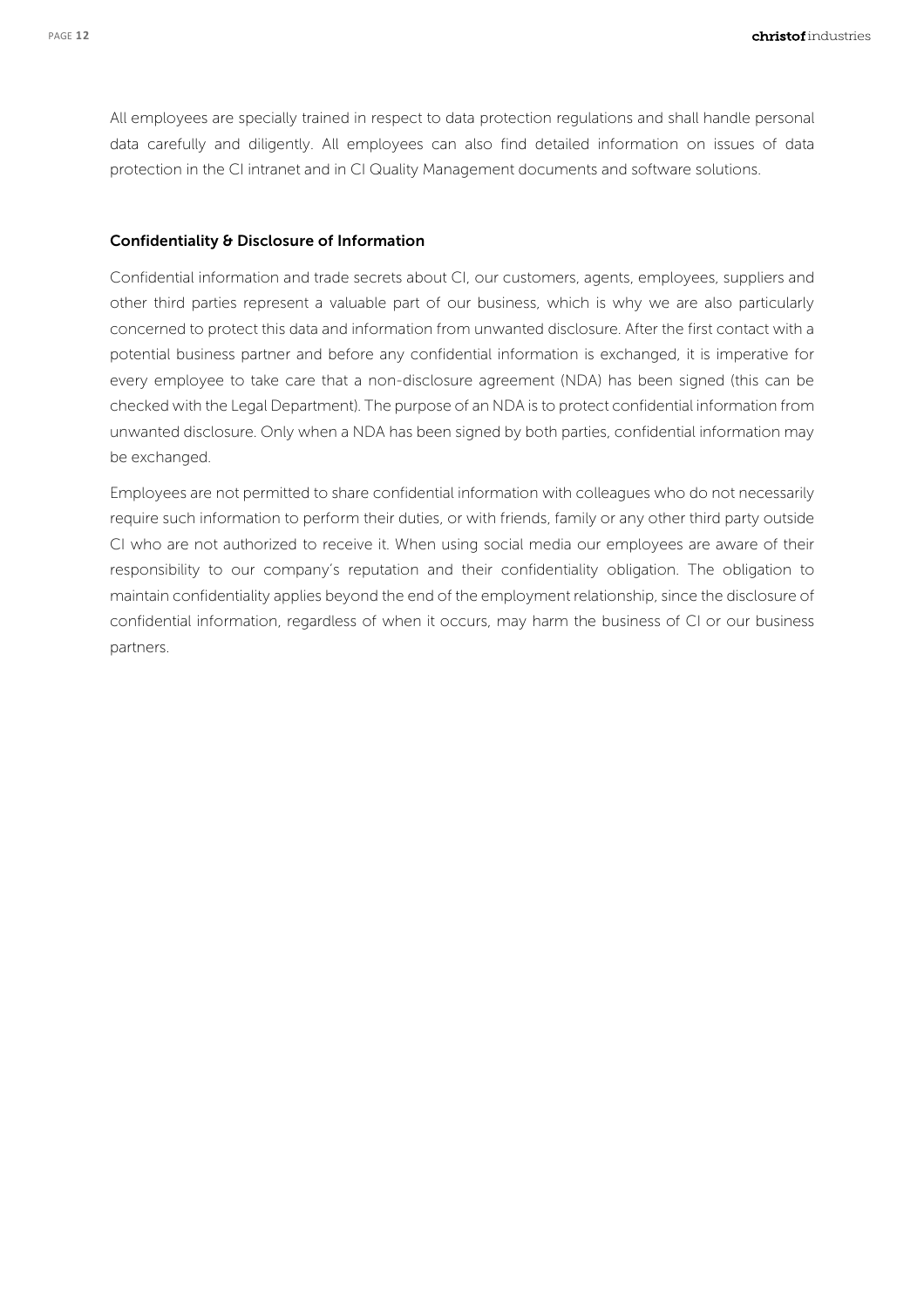All employees are specially trained in respect to data protection regulations and shall handle personal data carefully and diligently. All employees can also find detailed information on issues of data protection in the CI intranet and in CI Quality Management documents and software solutions.

### Confidentiality & Disclosure of Information

Confidential information and trade secrets about CI, our customers, agents, employees, suppliers and other third parties represent a valuable part of our business, which is why we are also particularly concerned to protect this data and information from unwanted disclosure. After the first contact with a potential business partner and before any confidential information is exchanged, it is imperative for every employee to take care that a non-disclosure agreement (NDA) has been signed (this can be checked with the Legal Department). The purpose of an NDA is to protect confidential information from unwanted disclosure. Only when a NDA has been signed by both parties, confidential information may be exchanged.

Employees are not permitted to share confidential information with colleagues who do not necessarily require such information to perform their duties, or with friends, family or any other third party outside CI who are not authorized to receive it. When using social media our employees are aware of their responsibility to our company's reputation and their confidentiality obligation. The obligation to maintain confidentiality applies beyond the end of the employment relationship, since the disclosure of confidential information, regardless of when it occurs, may harm the business of CI or our business partners.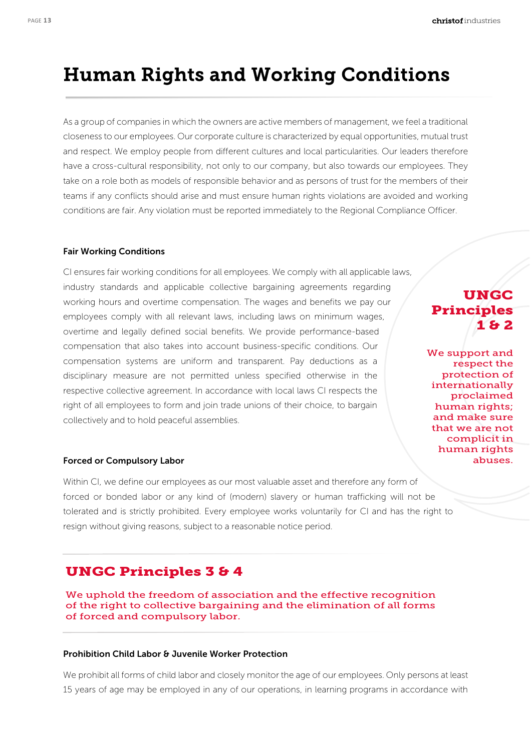# Human Rights and Working Conditions

As a group of companies in which the owners are active members of management, we feel a traditional closeness to our employees. Our corporate culture is characterized by equal opportunities, mutual trust and respect. We employ people from different cultures and local particularities. Our leaders therefore have a cross-cultural responsibility, not only to our company, but also towards our employees. They take on a role both as models of responsible behavior and as persons of trust for the members of their teams if any conflicts should arise and must ensure human rights violations are avoided and working conditions are fair. Any violation must be reported immediately to the Regional Compliance Officer.

### Fair Working Conditions

CI ensures fair working conditions for all employees. We comply with all applicable laws, industry standards and applicable collective bargaining agreements regarding working hours and overtime compensation. The wages and benefits we pay our employees comply with all relevant laws, including laws on minimum wages, overtime and legally defined social benefits. We provide performance-based compensation that also takes into account business-specific conditions. Our compensation systems are uniform and transparent. Pay deductions as a disciplinary measure are not permitted unless specified otherwise in the respective collective agreement. In accordance with local laws CI respects the right of all employees to form and join trade unions of their choice, to bargain collectively and to hold peaceful assemblies.

## UNGC Principles 1 & 2

We support and respect the protection of internationally proclaimed human rights; and make sure that we are not complicit in human rights abuses.

### Forced or Compulsory Labor

Within CI, we define our employees as our most valuable asset and therefore any form of forced or bonded labor or any kind of (modern) slavery or human trafficking will not be tolerated and is strictly prohibited. Every employee works voluntarily for CI and has the right to resign without giving reasons, subject to a reasonable notice period.

## UNGC Principles 3 & 4

We uphold the freedom of association and the effective recognition of the right to collective bargaining and the elimination of all forms of forced and compulsory labor.

### Prohibition Child Labor & Juvenile Worker Protection

We prohibit all forms of child labor and closely monitor the age of our employees. Only persons at least 15 years of age may be employed in any of our operations, in learning programs in accordance with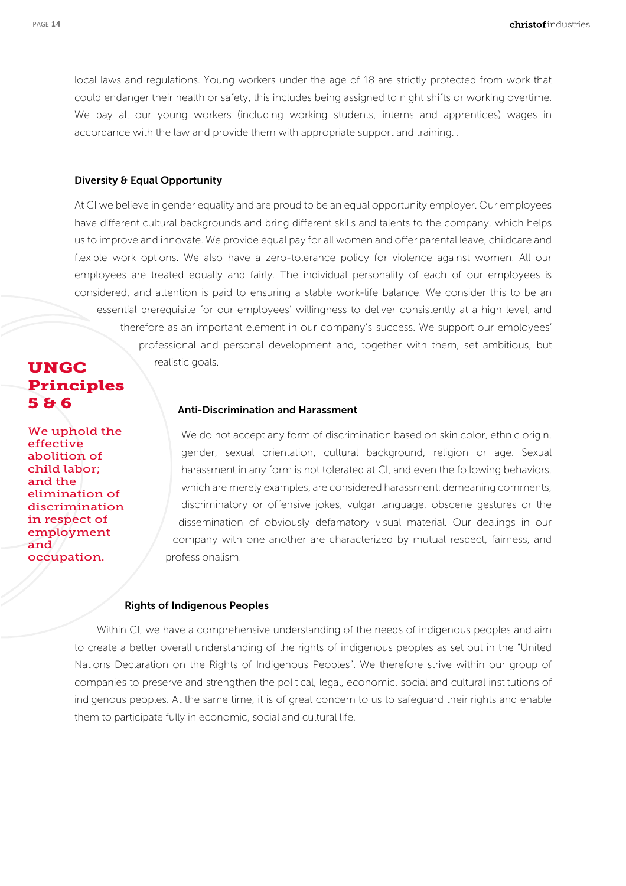local laws and regulations. Young workers under the age of 18 are strictly protected from work that could endanger their health or safety, this includes being assigned to night shifts or working overtime. We pay all our young workers (including working students, interns and apprentices) wages in accordance with the law and provide them with appropriate support and training. .

### Diversity & Equal Opportunity

At CI we believe in gender equality and are proud to be an equal opportunity employer. Our employees have different cultural backgrounds and bring different skills and talents to the company, which helps us to improve and innovate. We provide equal pay for all women and offer parental leave, childcare and flexible work options. We also have a zero-tolerance policy for violence against women. All our employees are treated equally and fairly. The individual personality of each of our employees is considered, and attention is paid to ensuring a stable work-life balance. We consider this to be an essential prerequisite for our employees' willingness to deliver consistently at a high level, and therefore as an important element in our company's success. We support our employees' professional and personal development and, together with them, set ambitious, but realistic goals.

## UNGC Principles 5 & 6

**We uphold the effective abolition of child labor; and the elimination of discrimination in respect of employment and occupation.**

### Anti-Discrimination and Harassment

We do not accept any form of discrimination based on skin color, ethnic origin, gender, sexual orientation, cultural background, religion or age. Sexual harassment in any form is not tolerated at CI, and even the following behaviors, which are merely examples, are considered harassment: demeaning comments, discriminatory or offensive jokes, vulgar language, obscene gestures or the dissemination of obviously defamatory visual material. Our dealings in our company with one another are characterized by mutual respect, fairness, and professionalism.

### Rights of Indigenous Peoples

Within CI, we have a comprehensive understanding of the needs of indigenous peoples and aim to create a better overall understanding of the rights of indigenous peoples as set out in the "United Nations Declaration on the Rights of Indigenous Peoples". We therefore strive within our group of companies to preserve and strengthen the political, legal, economic, social and cultural institutions of indigenous peoples. At the same time, it is of great concern to us to safeguard their rights and enable them to participate fully in economic, social and cultural life.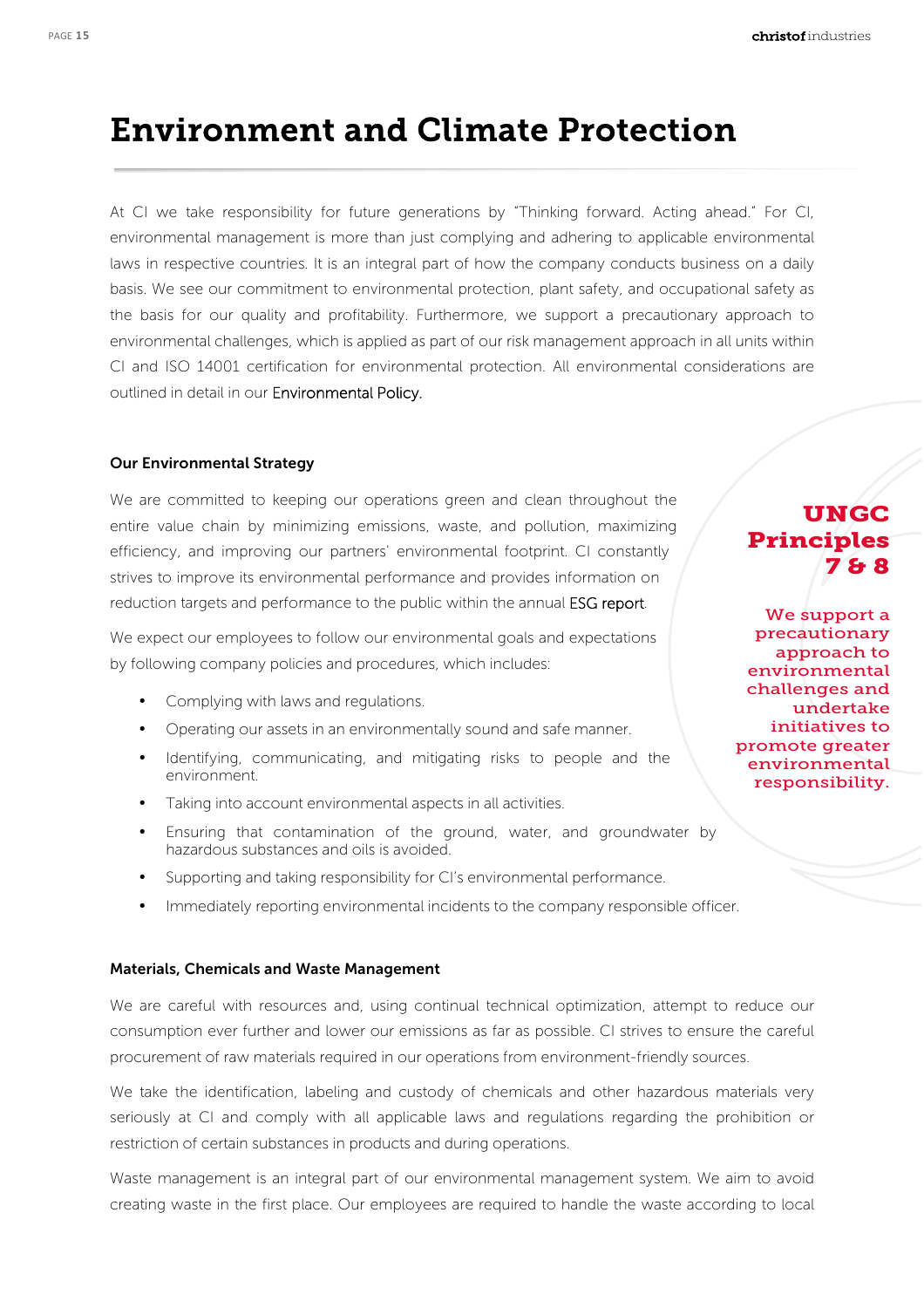# Environment and Climate Protection

At CI we take responsibility for future generations by "Thinking forward. Acting ahead." For CI, environmental management is more than just complying and adhering to applicable environmental laws in respective countries. It is an integral part of how the company conducts business on a daily basis. We see our commitment to environmental protection, plant safety, and occupational safety as the basis for our quality and profitability. Furthermore, we support a precautionary approach to environmental challenges, which is applied as part of our risk management approach in all units within CI and ISO 14001 certification for environmental protection. All environmental considerations are outlined in detail in our Environmental Policy.

### Our Environmental Strategy

We are committed to keeping our operations green and clean throughout the entire value chain by minimizing emissions, waste, and pollution, maximizing efficiency, and improving our partners' environmental footprint. CI constantly strives to improve its environmental performance and provides information on reduction targets and performance to the public within the annual ESG report.

We expect our employees to follow our environmental goals and expectations by following company policies and procedures, which includes:

- Complying with laws and regulations.
- Operating our assets in an environmentally sound and safe manner.
- Identifying, communicating, and mitigating risks to people and the environment.
- Taking into account environmental aspects in all activities.
- Ensuring that contamination of the ground, water, and groundwater by hazardous substances and oils is avoided.
- Supporting and taking responsibility for CI's environmental performance.
- Immediately reporting environmental incidents to the company responsible officer.

**UNGC Principles 7 & 8**

**We support a precautionary approach to environmental challenges and undertake initiatives to promote greater environmental responsibility.**

### Materials, Chemicals and Waste Management

We are careful with resources and, using continual technical optimization, attempt to reduce our consumption ever further and lower our emissions as far as possible. CI strives to ensure the careful procurement of raw materials required in our operations from environment-friendly sources.

We take the identification, labeling and custody of chemicals and other hazardous materials very seriously at CI and comply with all applicable laws and regulations regarding the prohibition or restriction of certain substances in products and during operations.

Waste management is an integral part of our environmental management system. We aim to avoid creating waste in the first place. Our employees are required to handle the waste according to local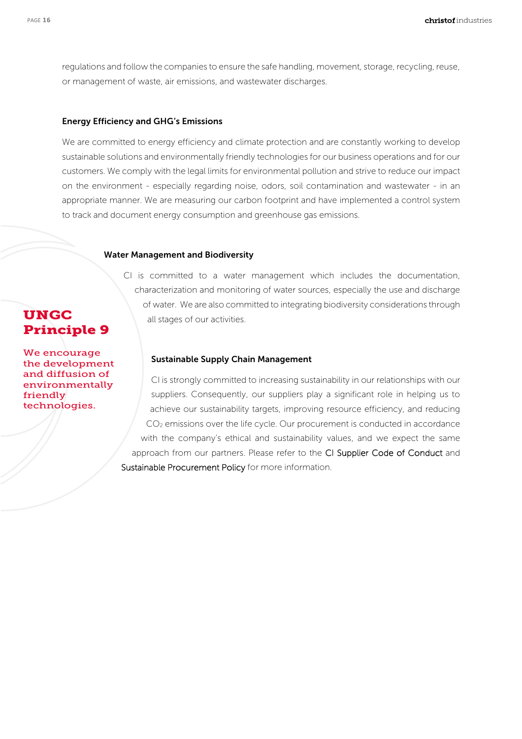regulations and follow the companies to ensure the safe handling, movement, storage, recycling, reuse, or management of waste, air emissions, and wastewater discharges.

### Energy Efficiency and GHG's Emissions

We are committed to energy efficiency and climate protection and are constantly working to develop sustainable solutions and environmentally friendly technologies for our business operations and for our customers. We comply with the legal limits for environmental pollution and strive to reduce our impact on the environment - especially regarding noise, odors, soil contamination and wastewater - in an appropriate manner. We are measuring our carbon footprint and have implemented a control system to track and document energy consumption and greenhouse gas emissions.

### Water Management and Biodiversity

CI is committed to a water management which includes the documentation, characterization and monitoring of water sources, especially the use and discharge of water. We are also committed to integrating biodiversity considerations through all stages of our activities.

## UNGC Principle 9

**We encourage the development and diffusion of environmentally friendly technologies.**

### Sustainable Supply Chain Management

CI is strongly committed to increasing sustainability in our relationships with our suppliers. Consequently, our suppliers play a significant role in helping us to achieve our sustainability targets, improving resource efficiency, and reducing $CO_2$ emissions over the life cycle. Our procurement is conducted in accordance with the company's ethical and sustainability values, and we expect the same approach from our partners. Please refer to the CI Supplier Code of Conduct and Sustainable Procurement Policy for more information.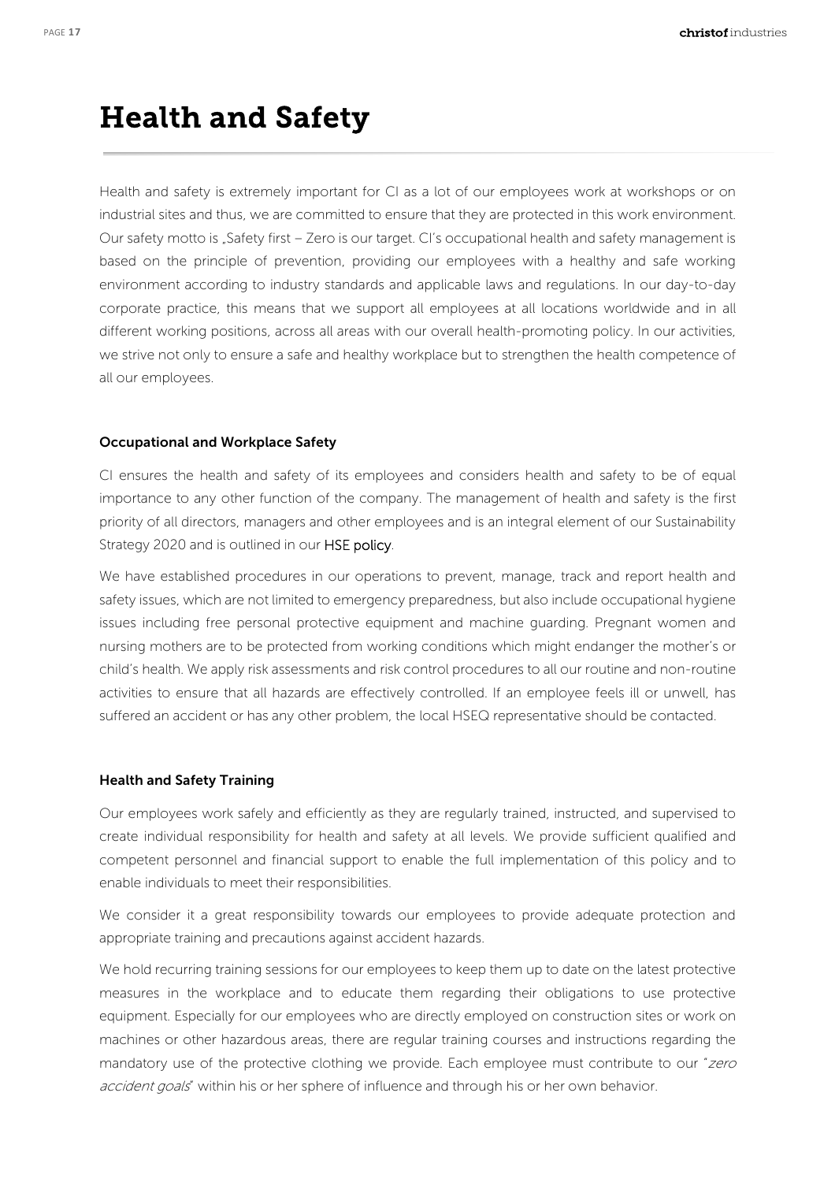# Health and Safety

Health and safety is extremely important for CI as a lot of our employees work at workshops or on industrial sites and thus, we are committed to ensure that they are protected in this work environment. Our safety motto is „Safety first – Zero is our target. CI's occupational health and safety management is based on the principle of prevention, providing our employees with a healthy and safe working environment according to industry standards and applicable laws and regulations. In our day-to-day corporate practice, this means that we support all employees at all locations worldwide and in all different working positions, across all areas with our overall health-promoting policy. In our activities, we strive not only to ensure a safe and healthy workplace but to strengthen the health competence of all our employees.

### Occupational and Workplace Safety

CI ensures the health and safety of its employees and considers health and safety to be of equal importance to any other function of the company. The management of health and safety is the first priority of all directors, managers and other employees and is an integral element of our Sustainability Strategy 2020 and is outlined in our HSE policy.

We have established procedures in our operations to prevent, manage, track and report health and safety issues, which are not limited to emergency preparedness, but also include occupational hygiene issues including free personal protective equipment and machine guarding. Pregnant women and nursing mothers are to be protected from working conditions which might endanger the mother's or child's health. We apply risk assessments and risk control procedures to all our routine and non-routine activities to ensure that all hazards are effectively controlled. If an employee feels ill or unwell, has suffered an accident or has any other problem, the local HSEQ representative should be contacted.

### Health and Safety Training

Our employees work safely and efficiently as they are regularly trained, instructed, and supervised to create individual responsibility for health and safety at all levels. We provide sufficient qualified and competent personnel and financial support to enable the full implementation of this policy and to enable individuals to meet their responsibilities.

We consider it a great responsibility towards our employees to provide adequate protection and appropriate training and precautions against accident hazards.

We hold recurring training sessions for our employees to keep them up to date on the latest protective measures in the workplace and to educate them regarding their obligations to use protective equipment. Especially for our employees who are directly employed on construction sites or work on machines or other hazardous areas, there are regular training courses and instructions regarding the mandatory use of the protective clothing we provide. Each employee must contribute to our "*zero accident goals*" within his or her sphere of influence and through his or her own behavior.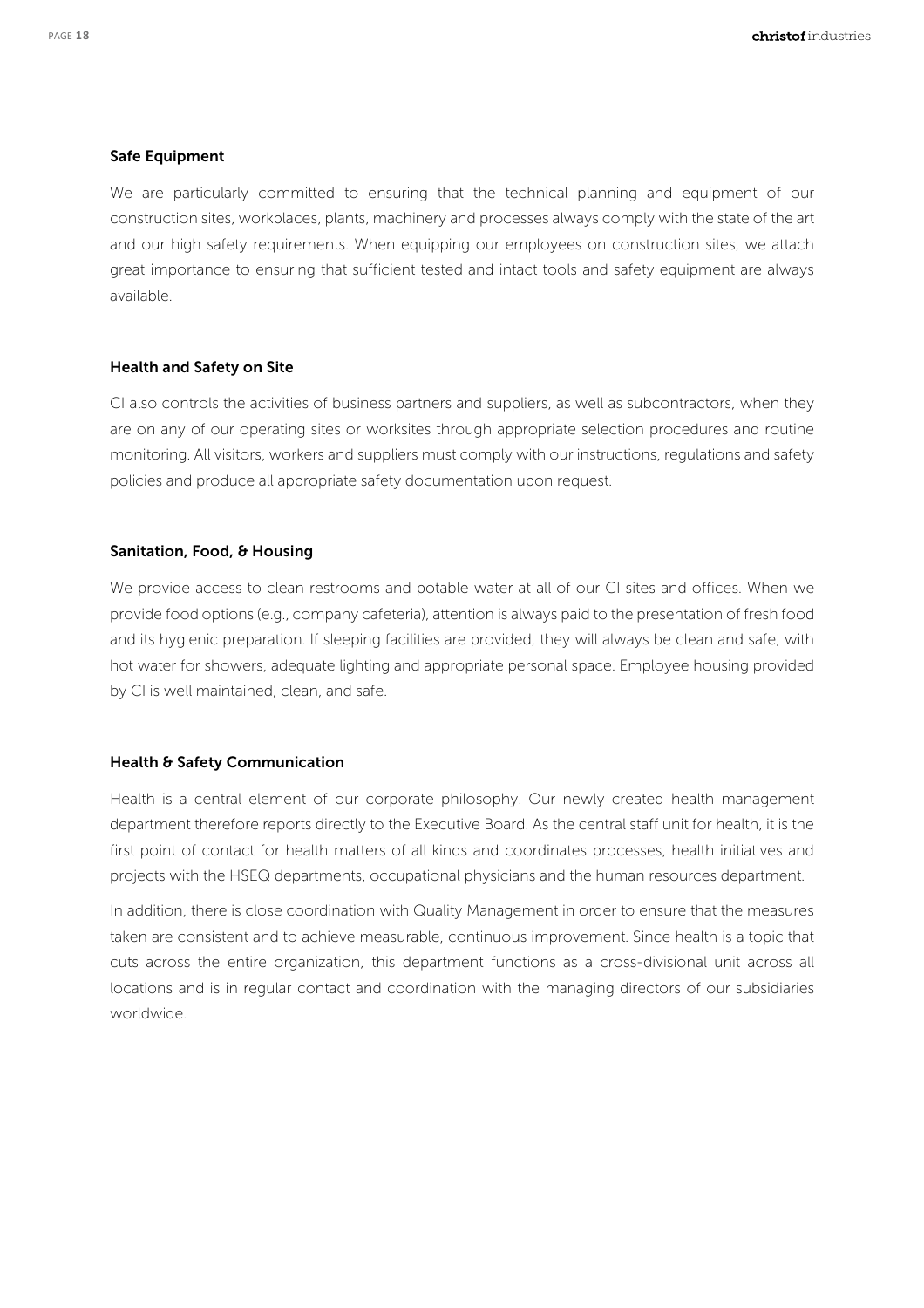### Safe Equipment

We are particularly committed to ensuring that the technical planning and equipment of our construction sites, workplaces, plants, machinery and processes always comply with the state of the art and our high safety requirements. When equipping our employees on construction sites, we attach great importance to ensuring that sufficient tested and intact tools and safety equipment are always available.

### Health and Safety on Site

CI also controls the activities of business partners and suppliers, as well as subcontractors, when they are on any of our operating sites or worksites through appropriate selection procedures and routine monitoring. All visitors, workers and suppliers must comply with our instructions, regulations and safety policies and produce all appropriate safety documentation upon request.

### Sanitation, Food, & Housing

We provide access to clean restrooms and potable water at all of our CI sites and offices. When we provide food options (e.g., company cafeteria), attention is always paid to the presentation of fresh food and its hygienic preparation. If sleeping facilities are provided, they will always be clean and safe, with hot water for showers, adequate lighting and appropriate personal space. Employee housing provided by CI is well maintained, clean, and safe.

### Health & Safety Communication

Health is a central element of our corporate philosophy. Our newly created health management department therefore reports directly to the Executive Board. As the central staff unit for health, it is the first point of contact for health matters of all kinds and coordinates processes, health initiatives and projects with the HSEQ departments, occupational physicians and the human resources department.

In addition, there is close coordination with Quality Management in order to ensure that the measures taken are consistent and to achieve measurable, continuous improvement. Since health is a topic that cuts across the entire organization, this department functions as a cross-divisional unit across all locations and is in regular contact and coordination with the managing directors of our subsidiaries worldwide.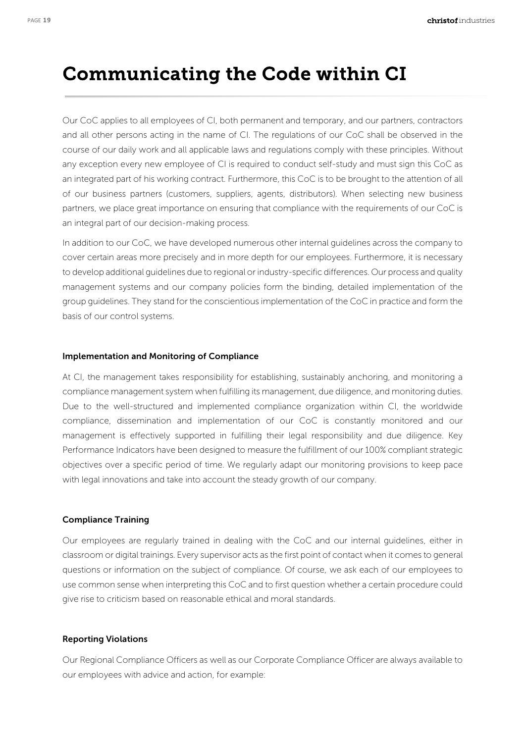# Communicating the Code within CI

Our CoC applies to all employees of CI, both permanent and temporary, and our partners, contractors and all other persons acting in the name of CI. The regulations of our CoC shall be observed in the course of our daily work and all applicable laws and regulations comply with these principles. Without any exception every new employee of CI is required to conduct self-study and must sign this CoC as an integrated part of his working contract. Furthermore, this CoC is to be brought to the attention of all of our business partners (customers, suppliers, agents, distributors). When selecting new business partners, we place great importance on ensuring that compliance with the requirements of our CoC is an integral part of our decision-making process.

In addition to our CoC, we have developed numerous other internal guidelines across the company to cover certain areas more precisely and in more depth for our employees. Furthermore, it is necessary to develop additional guidelines due to regional or industry-specific differences. Our process and quality management systems and our company policies form the binding, detailed implementation of the group guidelines. They stand for the conscientious implementation of the CoC in practice and form the basis of our control systems.

### Implementation and Monitoring of Compliance

At CI, the management takes responsibility for establishing, sustainably anchoring, and monitoring a compliance management system when fulfilling its management, due diligence, and monitoring duties. Due to the well-structured and implemented compliance organization within CI, the worldwide compliance, dissemination and implementation of our CoC is constantly monitored and our management is effectively supported in fulfilling their legal responsibility and due diligence. Key Performance Indicators have been designed to measure the fulfillment of our 100% compliant strategic objectives over a specific period of time. We regularly adapt our monitoring provisions to keep pace with legal innovations and take into account the steady growth of our company.

### Compliance Training

Our employees are regularly trained in dealing with the CoC and our internal guidelines, either in classroom or digital trainings. Every supervisor acts as the first point of contact when it comes to general questions or information on the subject of compliance. Of course, we ask each of our employees to use common sense when interpreting this CoC and to first question whether a certain procedure could give rise to criticism based on reasonable ethical and moral standards.

### Reporting Violations

Our Regional Compliance Officers as well as our Corporate Compliance Officer are always available to our employees with advice and action, for example: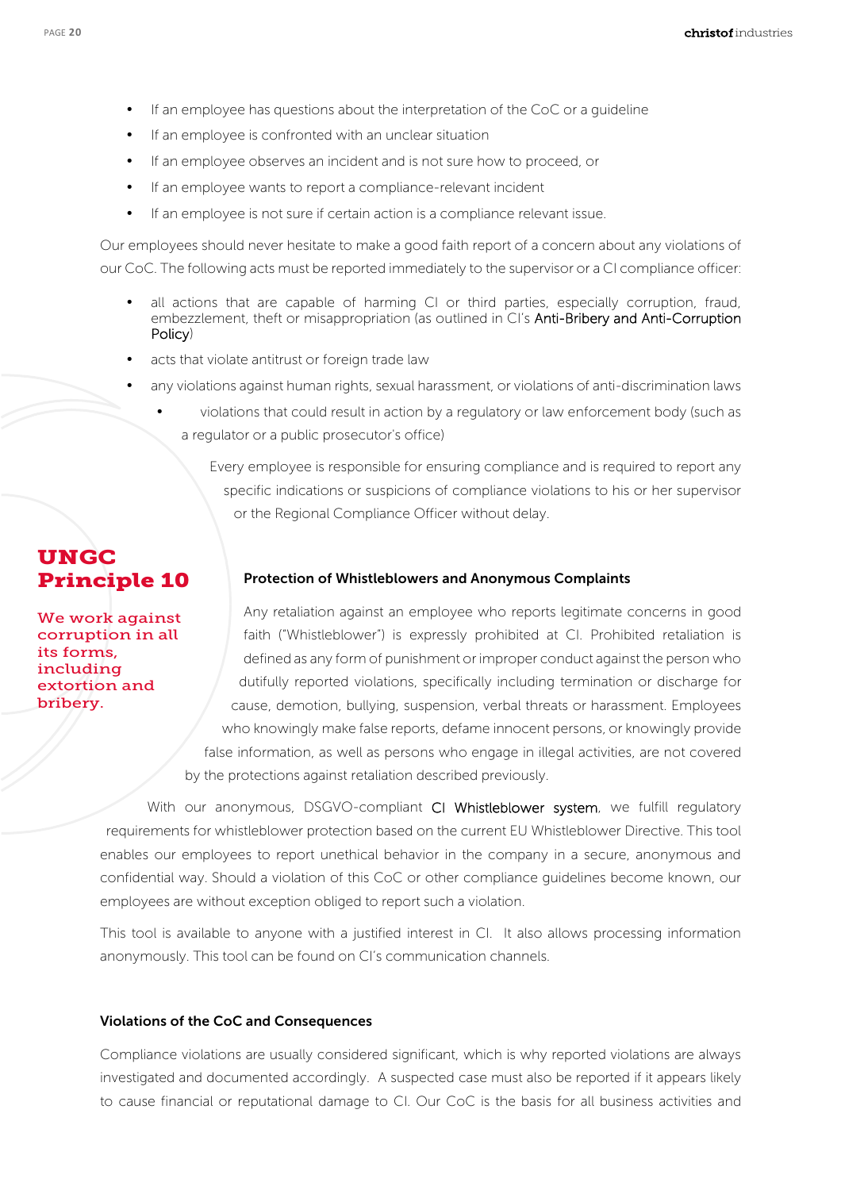- If an employee has questions about the interpretation of the CoC or a guideline
- If an employee is confronted with an unclear situation
- If an employee observes an incident and is not sure how to proceed, or
- If an employee wants to report a compliance-relevant incident
- If an employee is not sure if certain action is a compliance relevant issue.

Our employees should never hesitate to make a good faith report of a concern about any violations of our CoC. The following acts must be reported immediately to the supervisor or a CI compliance officer:

- all actions that are capable of harming CI or third parties, especially corruption, fraud, embezzlement, theft or misappropriation (as outlined in CI's Anti-Bribery and Anti-Corruption Policy)
- acts that violate antitrust or foreign trade law
- any violations against human rights, sexual harassment, or violations of anti-discrimination laws
- violations that could result in action by a regulatory or law enforcement body (such as a regulator or a public prosecutor's office)

Every employee is responsible for ensuring compliance and is required to report any specific indications or suspicions of compliance violations to his or her supervisor or the Regional Compliance Officer without delay.

## UNGC Principle 10

**We work against corruption in all its forms, including extortion and bribery.**

### Protection of Whistleblowers and Anonymous Complaints

Any retaliation against an employee who reports legitimate concerns in good faith ("Whistleblower") is expressly prohibited at CI. Prohibited retaliation is defined as any form of punishment or improper conduct against the person who dutifully reported violations, specifically including termination or discharge for cause, demotion, bullying, suspension, verbal threats or harassment. Employees who knowingly make false reports, defame innocent persons, or knowingly provide false information, as well as persons who engage in illegal activities, are not covered by the protections against retaliation described previously.

With our anonymous, DSGVO-compliant CI Whistleblower system, we fulfill regulatory requirements for whistleblower protection based on the current EU Whistleblower Directive. This tool enables our employees to report unethical behavior in the company in a secure, anonymous and confidential way. Should a violation of this CoC or other compliance guidelines become known, our employees are without exception obliged to report such a violation.

This tool is available to anyone with a justified interest in CI. It also allows processing information anonymously. This tool can be found on CI's communication channels.

### Violations of the CoC and Consequences

Compliance violations are usually considered significant, which is why reported violations are always investigated and documented accordingly. A suspected case must also be reported if it appears likely to cause financial or reputational damage to CI. Our CoC is the basis for all business activities and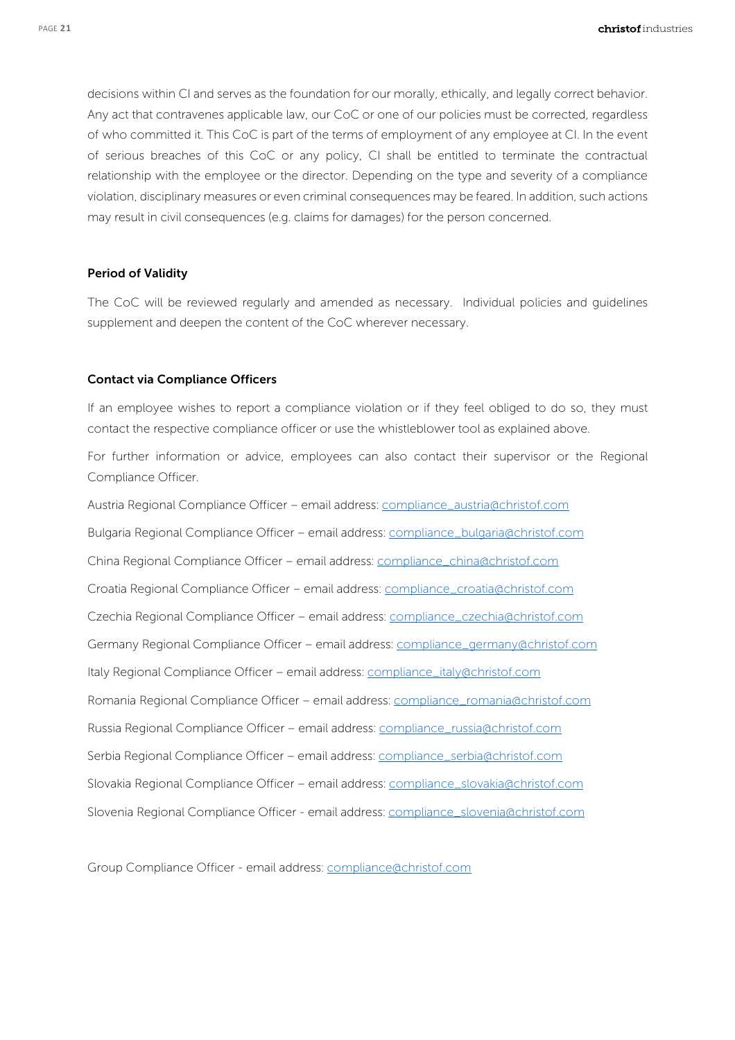decisions within CI and serves as the foundation for our morally, ethically, and legally correct behavior. Any act that contravenes applicable law, our CoC or one of our policies must be corrected, regardless of who committed it. This CoC is part of the terms of employment of any employee at CI. In the event of serious breaches of this CoC or any policy, CI shall be entitled to terminate the contractual relationship with the employee or the director. Depending on the type and severity of a compliance violation, disciplinary measures or even criminal consequences may be feared. In addition, such actions may result in civil consequences (e.g. claims for damages) for the person concerned.

**Period of Validity**

The CoC will be reviewed regularly and amended as necessary. Individual policies and guidelines supplement and deepen the content of the CoC wherever necessary.

**Contact via Compliance Officers**

If an employee wishes to report a compliance violation or if they feel obliged to do so, they must contact the respective compliance officer or use the whistleblower tool as explained above.

For further information or advice, employees can also contact their supervisor or the Regional Compliance Officer.

Austria Regional Compliance Officer – email address: compliance_austria@christof.com

Bulgaria Regional Compliance Officer – email address: compliance_bulgaria@christof.com

China Regional Compliance Officer – email address: compliance_china@christof.com

Croatia Regional Compliance Officer – email address: compliance_croatia@christof.com

Czechia Regional Compliance Officer – email address: compliance_czechia@christof.com

Germany Regional Compliance Officer – email address: compliance_germany@christof.com

Italy Regional Compliance Officer – email address: compliance_italy@christof.com

Romania Regional Compliance Officer – email address: compliance_romania@christof.com

Russia Regional Compliance Officer – email address: compliance_russia@christof.com

Serbia Regional Compliance Officer – email address: compliance_serbia@christof.com

Slovakia Regional Compliance Officer – email address: compliance_slovakia@christof.com

Slovenia Regional Compliance Officer - email address: compliance_slovenia@christof.com

Group Compliance Officer - email address: compliance@christof.com